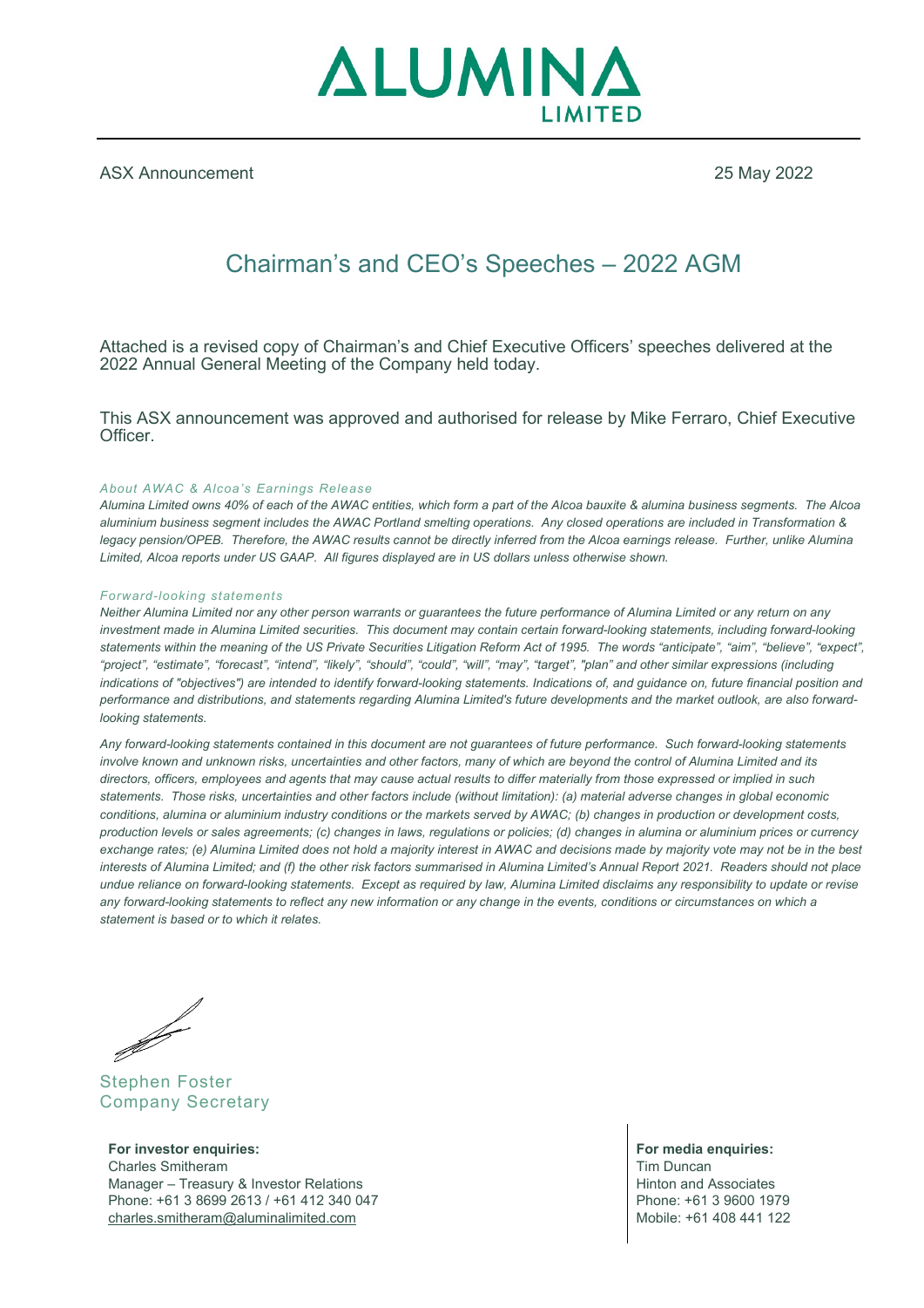# ALUMINA LIMITED

ASX Announcement 25 May 2022

## Chairman's and CEO's Speeches – 2022 AGM

Attached is a revised copy of Chairman's and Chief Executive Officers' speeches delivered at the 2022 Annual General Meeting of the Company held today.

This ASX announcement was approved and authorised for release by Mike Ferraro, Chief Executive Officer.

*About AWAC & Alcoa's Earnings Release*

*Alumina Limited owns 40% of each of the AWAC entities, which form a part of the Alcoa bauxite & alumina business segments. The Alcoa aluminium business segment includes the AWAC Portland smelting operations. Any closed operations are included in Transformation & legacy pension/OPEB. Therefore, the AWAC results cannot be directly inferred from the Alcoa earnings release. Further, unlike Alumina Limited, Alcoa reports under US GAAP. All figures displayed are in US dollars unless otherwise shown.*

*Forward-looking statements*

*Neither Alumina Limited nor any other person warrants or guarantees the future performance of Alumina Limited or any return on any investment made in Alumina Limited securities. This document may contain certain forward-looking statements, including forward-looking statements within the meaning of the US Private Securities Litigation Reform Act of 1995. The words "anticipate", "aim", "believe", "expect", "project", "estimate", "forecast", "intend", "likely", "should", "could", "will", "may", "target", "plan" and other similar expressions (including indications of "objectives") are intended to identify forward-looking statements. Indications of, and guidance on, future financial position and performance and distributions, and statements regarding Alumina Limited's future developments and the market outlook, are also forward-looking statements.*

*Any forward-looking statements contained in this document are not guarantees of future performance. Such forward-looking statements involve known and unknown risks, uncertainties and other factors, many of which are beyond the control of Alumina Limited and its directors, officers, employees and agents that may cause actual results to differ materially from those expressed or implied in such statements. Those risks, uncertainties and other factors include (without limitation): (a) material adverse changes in global economic conditions, alumina or aluminium industry conditions or the markets served by AWAC; (b) changes in production or development costs, production levels or sales agreements; (c) changes in laws, regulations or policies; (d) changes in alumina or aluminium prices or currency exchange rates; (e) Alumina Limited does not hold a majority interest in AWAC and decisions made by majority vote may not be in the best interests of Alumina Limited; and (f) the other risk factors summarised in Alumina Limited's Annual Report 2021. Readers should not place undue reliance on forward-looking statements. Except as required by law, Alumina Limited disclaims any responsibility to update or revise any forward-looking statements to reflect any new information or any change in the events, conditions or circumstances on which a statement is based or to which it relates.*

Stephen Foster
Company Secretary

**For investor enquiries:**
Charles Smitheram
Manager – Treasury & Investor Relations
Phone: +61 3 8699 2613 / +61 412 340 047
charles.smitheram@aluminalimited.com

**For media enquiries:**
Tim Duncan
Hinton and Associates
Phone: +61 3 9600 1979
Mobile: +61 408 441 122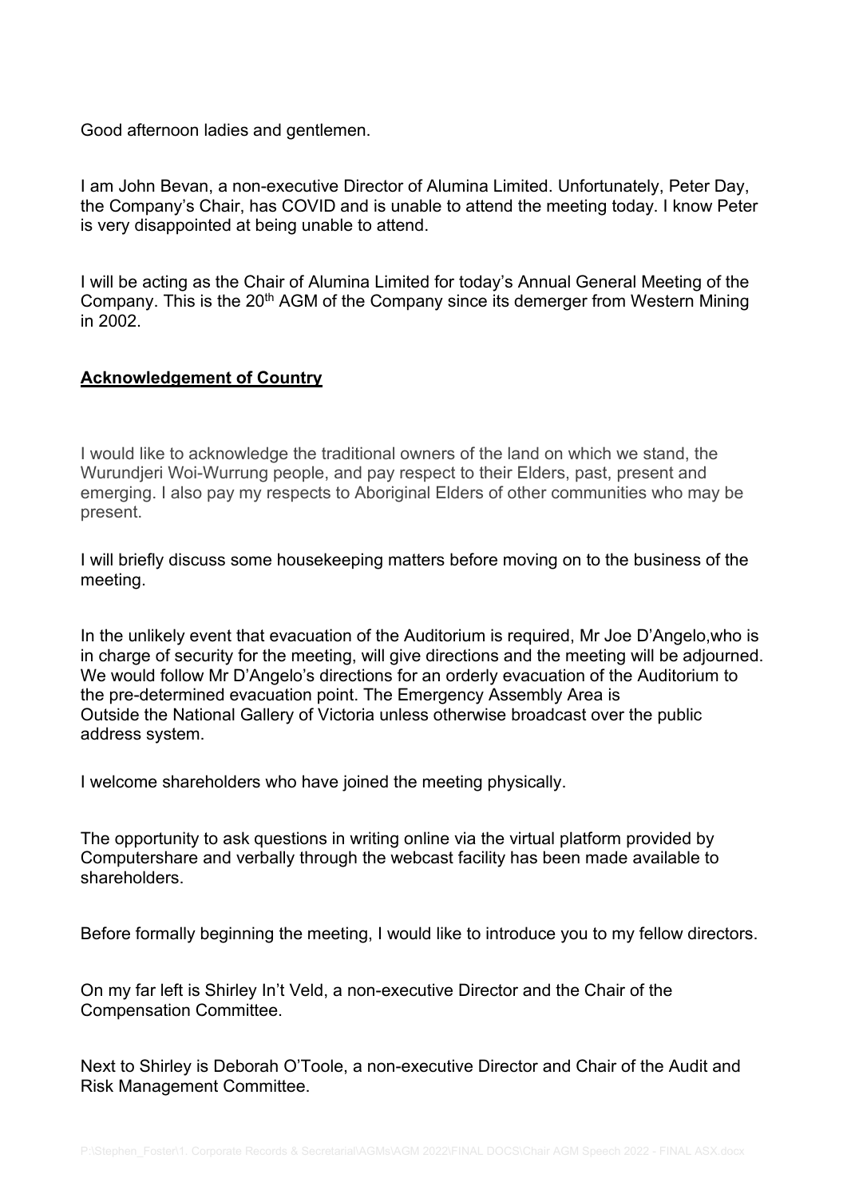Good afternoon ladies and gentlemen.

I am John Bevan, a non-executive Director of Alumina Limited. Unfortunately, Peter Day, the Company's Chair, has COVID and is unable to attend the meeting today. I know Peter is very disappointed at being unable to attend.

I will be acting as the Chair of Alumina Limited for today's Annual General Meeting of the Company. This is the 20th AGM of the Company since its demerger from Western Mining in 2002.

## **Acknowledgement of Country**

I would like to acknowledge the traditional owners of the land on which we stand, the Wurundjeri Woi-Wurrung people, and pay respect to their Elders, past, present and emerging. I also pay my respects to Aboriginal Elders of other communities who may be present.

I will briefly discuss some housekeeping matters before moving on to the business of the meeting.

In the unlikely event that evacuation of the Auditorium is required, Mr Joe D'Angelo,who is in charge of security for the meeting, will give directions and the meeting will be adjourned. We would follow Mr D'Angelo's directions for an orderly evacuation of the Auditorium to the pre-determined evacuation point. The Emergency Assembly Area is Outside the National Gallery of Victoria unless otherwise broadcast over the public address system.

I welcome shareholders who have joined the meeting physically.

The opportunity to ask questions in writing online via the virtual platform provided by Computershare and verbally through the webcast facility has been made available to shareholders.

Before formally beginning the meeting, I would like to introduce you to my fellow directors.

On my far left is Shirley In't Veld, a non-executive Director and the Chair of the Compensation Committee.

Next to Shirley is Deborah O'Toole, a non-executive Director and Chair of the Audit and Risk Management Committee.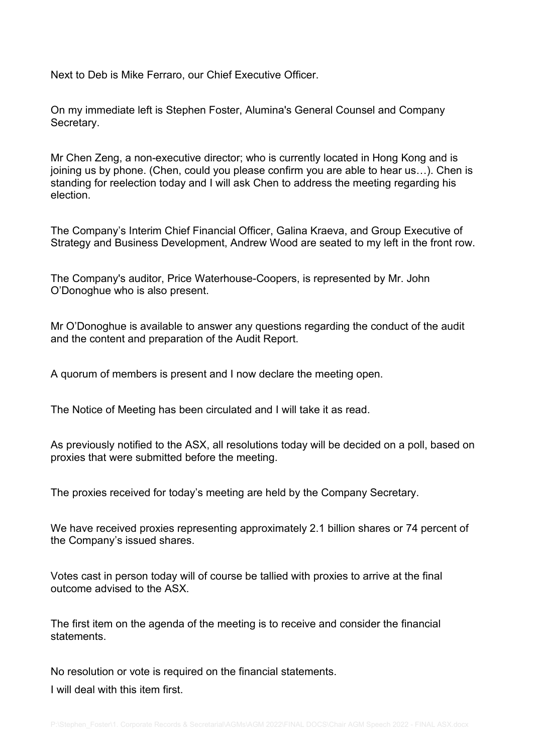Next to Deb is Mike Ferraro, our Chief Executive Officer.

On my immediate left is Stephen Foster, Alumina's General Counsel and Company Secretary.

Mr Chen Zeng, a non-executive director; who is currently located in Hong Kong and is joining us by phone. (Chen, could you please confirm you are able to hear us…). Chen is standing for reelection today and I will ask Chen to address the meeting regarding his election.

The Company's Interim Chief Financial Officer, Galina Kraeva, and Group Executive of Strategy and Business Development, Andrew Wood are seated to my left in the front row.

The Company's auditor, Price Waterhouse-Coopers, is represented by Mr. John O'Donoghue who is also present.

Mr O'Donoghue is available to answer any questions regarding the conduct of the audit and the content and preparation of the Audit Report.

A quorum of members is present and I now declare the meeting open.

The Notice of Meeting has been circulated and I will take it as read.

As previously notified to the ASX, all resolutions today will be decided on a poll, based on proxies that were submitted before the meeting.

The proxies received for today's meeting are held by the Company Secretary.

We have received proxies representing approximately 2.1 billion shares or 74 percent of the Company's issued shares.

Votes cast in person today will of course be tallied with proxies to arrive at the final outcome advised to the ASX.

The first item on the agenda of the meeting is to receive and consider the financial statements.

No resolution or vote is required on the financial statements.

I will deal with this item first.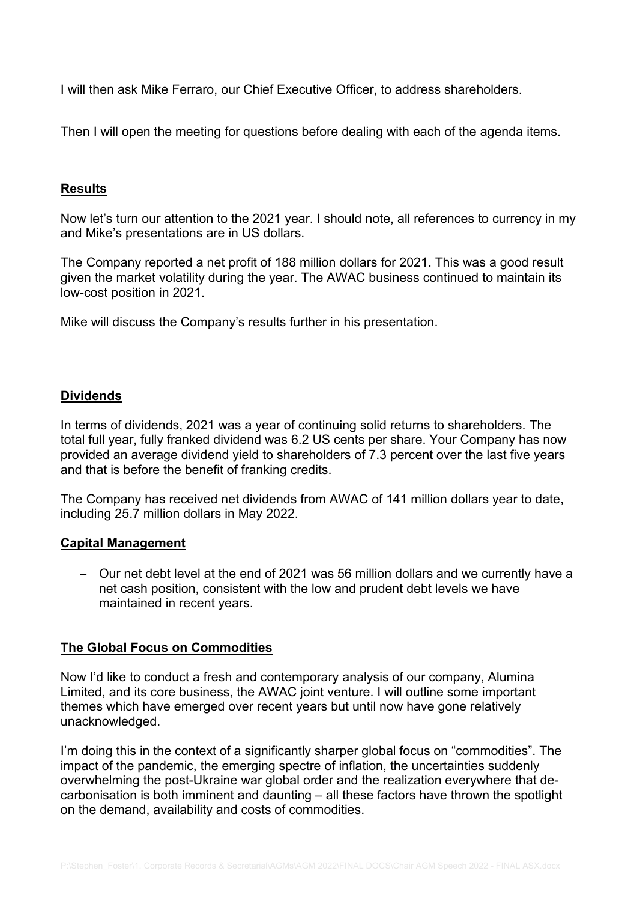I will then ask Mike Ferraro, our Chief Executive Officer, to address shareholders.

Then I will open the meeting for questions before dealing with each of the agenda items.

## Results

Now let's turn our attention to the 2021 year. I should note, all references to currency in my and Mike's presentations are in US dollars.

The Company reported a net profit of 188 million dollars for 2021. This was a good result given the market volatility during the year. The AWAC business continued to maintain its low-cost position in 2021.

Mike will discuss the Company's results further in his presentation.

## Dividends

In terms of dividends, 2021 was a year of continuing solid returns to shareholders. The total full year, fully franked dividend was 6.2 US cents per share. Your Company has now provided an average dividend yield to shareholders of 7.3 percent over the last five years and that is before the benefit of franking credits.

The Company has received net dividends from AWAC of 141 million dollars year to date, including 25.7 million dollars in May 2022.

## Capital Management

- Our net debt level at the end of 2021 was 56 million dollars and we currently have a net cash position, consistent with the low and prudent debt levels we have maintained in recent years.

## The Global Focus on Commodities

Now I'd like to conduct a fresh and contemporary analysis of our company, Alumina Limited, and its core business, the AWAC joint venture. I will outline some important themes which have emerged over recent years but until now have gone relatively unacknowledged.

I'm doing this in the context of a significantly sharper global focus on "commodities". The impact of the pandemic, the emerging spectre of inflation, the uncertainties suddenly overwhelming the post-Ukraine war global order and the realization everywhere that de-carbonisation is both imminent and daunting – all these factors have thrown the spotlight on the demand, availability and costs of commodities.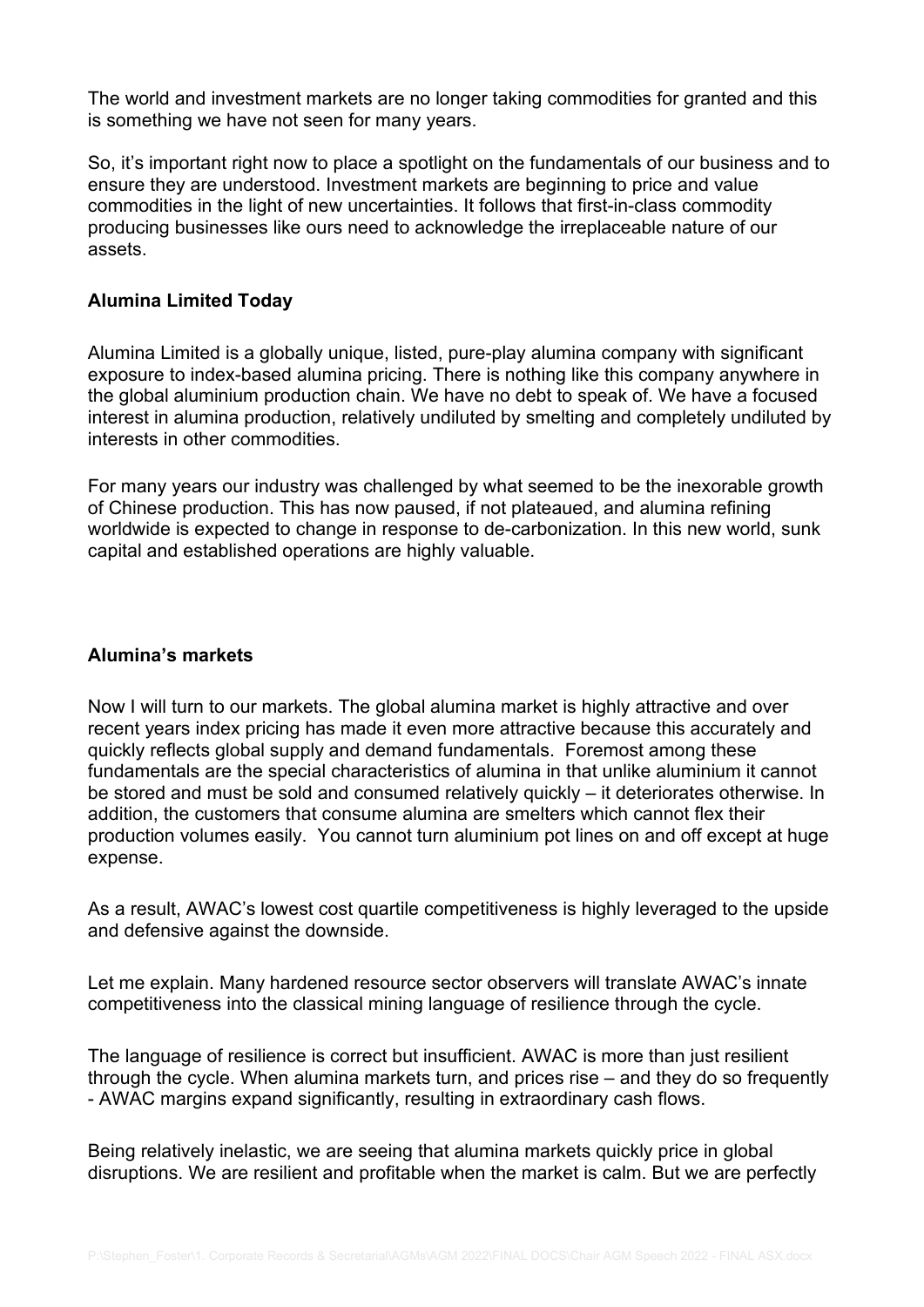The world and investment markets are no longer taking commodities for granted and this is something we have not seen for many years.

So, it's important right now to place a spotlight on the fundamentals of our business and to ensure they are understood. Investment markets are beginning to price and value commodities in the light of new uncertainties. It follows that first-in-class commodity producing businesses like ours need to acknowledge the irreplaceable nature of our assets.

**Alumina Limited Today**

Alumina Limited is a globally unique, listed, pure-play alumina company with significant exposure to index-based alumina pricing. There is nothing like this company anywhere in the global aluminium production chain. We have no debt to speak of. We have a focused interest in alumina production, relatively undiluted by smelting and completely undiluted by interests in other commodities.

For many years our industry was challenged by what seemed to be the inexorable growth of Chinese production. This has now paused, if not plateaued, and alumina refining worldwide is expected to change in response to de-carbonization. In this new world, sunk capital and established operations are highly valuable.

**Alumina's markets**

Now I will turn to our markets. The global alumina market is highly attractive and over recent years index pricing has made it even more attractive because this accurately and quickly reflects global supply and demand fundamentals. Foremost among these fundamentals are the special characteristics of alumina in that unlike aluminium it cannot be stored and must be sold and consumed relatively quickly – it deteriorates otherwise. In addition, the customers that consume alumina are smelters which cannot flex their production volumes easily. You cannot turn aluminium pot lines on and off except at huge expense.

As a result, AWAC's lowest cost quartile competitiveness is highly leveraged to the upside and defensive against the downside.

Let me explain. Many hardened resource sector observers will translate AWAC's innate competitiveness into the classical mining language of resilience through the cycle.

The language of resilience is correct but insufficient. AWAC is more than just resilient through the cycle. When alumina markets turn, and prices rise – and they do so frequently - AWAC margins expand significantly, resulting in extraordinary cash flows.

Being relatively inelastic, we are seeing that alumina markets quickly price in global disruptions. We are resilient and profitable when the market is calm. But we are perfectly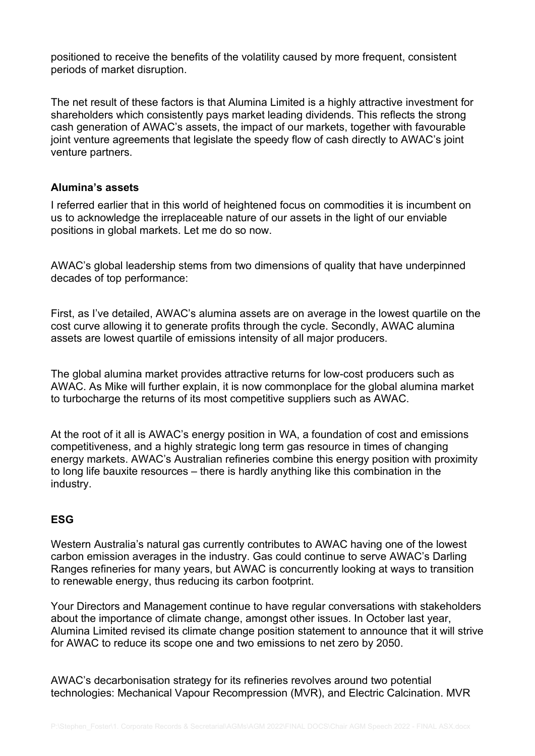positioned to receive the benefits of the volatility caused by more frequent, consistent periods of market disruption.

The net result of these factors is that Alumina Limited is a highly attractive investment for shareholders which consistently pays market leading dividends. This reflects the strong cash generation of AWAC's assets, the impact of our markets, together with favourable joint venture agreements that legislate the speedy flow of cash directly to AWAC's joint venture partners.

**Alumina's assets**

I referred earlier that in this world of heightened focus on commodities it is incumbent on us to acknowledge the irreplaceable nature of our assets in the light of our enviable positions in global markets. Let me do so now.

AWAC's global leadership stems from two dimensions of quality that have underpinned decades of top performance:

First, as I've detailed, AWAC's alumina assets are on average in the lowest quartile on the cost curve allowing it to generate profits through the cycle. Secondly, AWAC alumina assets are lowest quartile of emissions intensity of all major producers.

The global alumina market provides attractive returns for low-cost producers such as AWAC. As Mike will further explain, it is now commonplace for the global alumina market to turbocharge the returns of its most competitive suppliers such as AWAC.

At the root of it all is AWAC's energy position in WA, a foundation of cost and emissions competitiveness, and a highly strategic long term gas resource in times of changing energy markets. AWAC's Australian refineries combine this energy position with proximity to long life bauxite resources – there is hardly anything like this combination in the industry.

**ESG**

Western Australia's natural gas currently contributes to AWAC having one of the lowest carbon emission averages in the industry. Gas could continue to serve AWAC's Darling Ranges refineries for many years, but AWAC is concurrently looking at ways to transition to renewable energy, thus reducing its carbon footprint.

Your Directors and Management continue to have regular conversations with stakeholders about the importance of climate change, amongst other issues. In October last year, Alumina Limited revised its climate change position statement to announce that it will strive for AWAC to reduce its scope one and two emissions to net zero by 2050.

AWAC's decarbonisation strategy for its refineries revolves around two potential technologies: Mechanical Vapour Recompression (MVR), and Electric Calcination. MVR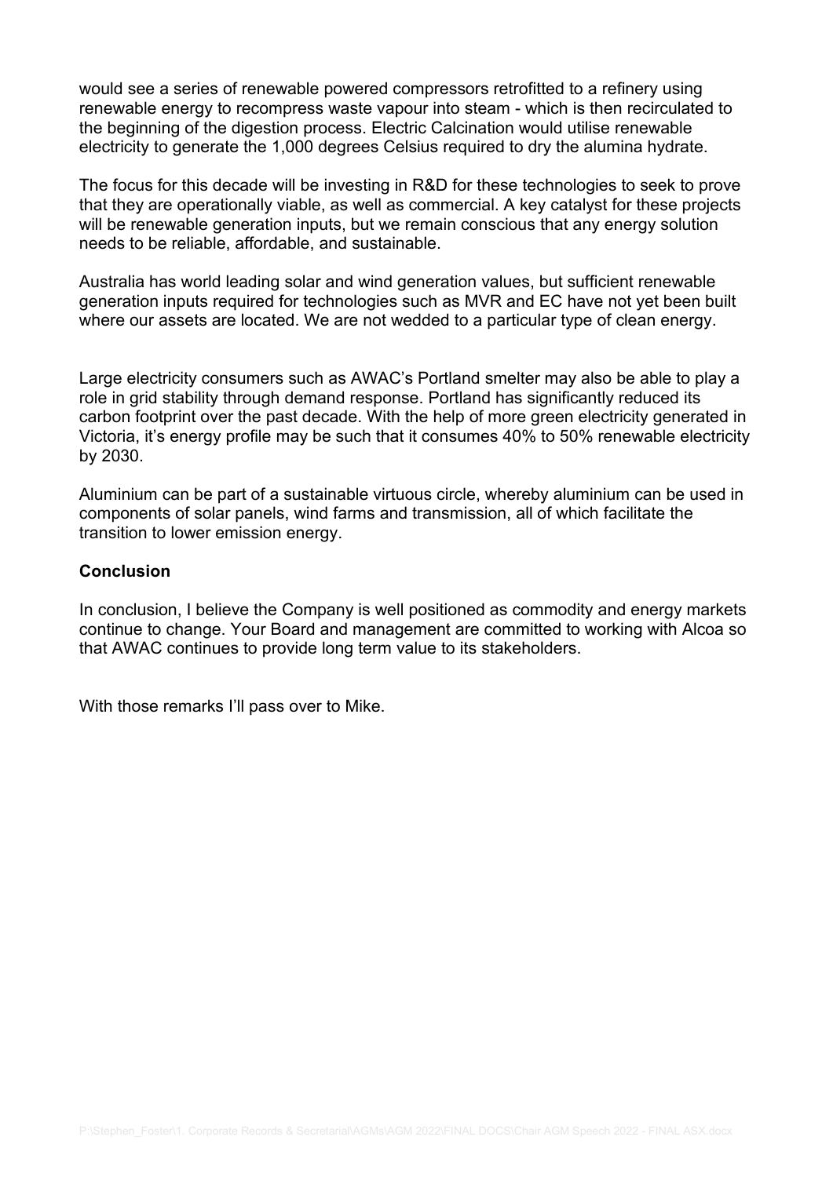would see a series of renewable powered compressors retrofitted to a refinery using renewable energy to recompress waste vapour into steam - which is then recirculated to the beginning of the digestion process. Electric Calcination would utilise renewable electricity to generate the 1,000 degrees Celsius required to dry the alumina hydrate.

The focus for this decade will be investing in R&D for these technologies to seek to prove that they are operationally viable, as well as commercial. A key catalyst for these projects will be renewable generation inputs, but we remain conscious that any energy solution needs to be reliable, affordable, and sustainable.

Australia has world leading solar and wind generation values, but sufficient renewable generation inputs required for technologies such as MVR and EC have not yet been built where our assets are located. We are not wedded to a particular type of clean energy.

Large electricity consumers such as AWAC's Portland smelter may also be able to play a role in grid stability through demand response. Portland has significantly reduced its carbon footprint over the past decade. With the help of more green electricity generated in Victoria, it's energy profile may be such that it consumes 40% to 50% renewable electricity by 2030.

Aluminium can be part of a sustainable virtuous circle, whereby aluminium can be used in components of solar panels, wind farms and transmission, all of which facilitate the transition to lower emission energy.

**Conclusion**

In conclusion, I believe the Company is well positioned as commodity and energy markets continue to change. Your Board and management are committed to working with Alcoa so that AWAC continues to provide long term value to its stakeholders.

With those remarks I'll pass over to Mike.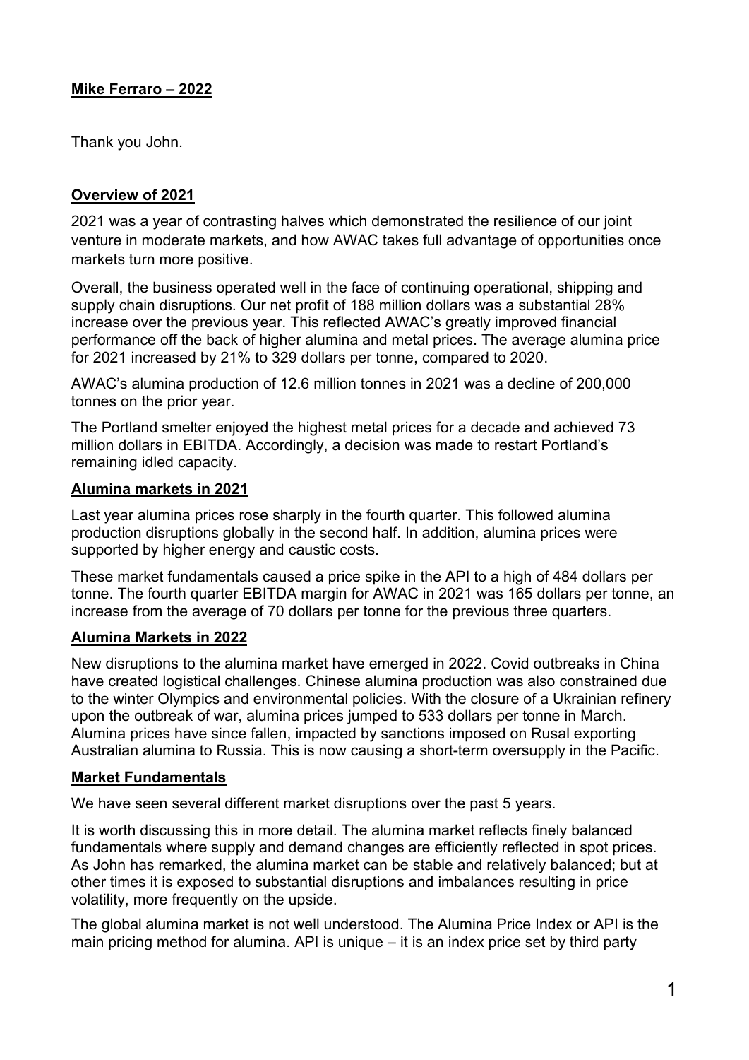**Mike Ferraro – 2022**

Thank you John.

## Overview of 2021

2021 was a year of contrasting halves which demonstrated the resilience of our joint venture in moderate markets, and how AWAC takes full advantage of opportunities once markets turn more positive.

Overall, the business operated well in the face of continuing operational, shipping and supply chain disruptions. Our net profit of 188 million dollars was a substantial 28% increase over the previous year. This reflected AWAC's greatly improved financial performance off the back of higher alumina and metal prices. The average alumina price for 2021 increased by 21% to 329 dollars per tonne, compared to 2020.

AWAC's alumina production of 12.6 million tonnes in 2021 was a decline of 200,000 tonnes on the prior year.

The Portland smelter enjoyed the highest metal prices for a decade and achieved 73 million dollars in EBITDA. Accordingly, a decision was made to restart Portland's remaining idled capacity.

## Alumina markets in 2021

Last year alumina prices rose sharply in the fourth quarter. This followed alumina production disruptions globally in the second half. In addition, alumina prices were supported by higher energy and caustic costs.

These market fundamentals caused a price spike in the API to a high of 484 dollars per tonne. The fourth quarter EBITDA margin for AWAC in 2021 was 165 dollars per tonne, an increase from the average of 70 dollars per tonne for the previous three quarters.

## Alumina Markets in 2022

New disruptions to the alumina market have emerged in 2022. Covid outbreaks in China have created logistical challenges. Chinese alumina production was also constrained due to the winter Olympics and environmental policies. With the closure of a Ukrainian refinery upon the outbreak of war, alumina prices jumped to 533 dollars per tonne in March. Alumina prices have since fallen, impacted by sanctions imposed on Rusal exporting Australian alumina to Russia. This is now causing a short-term oversupply in the Pacific.

## Market Fundamentals

We have seen several different market disruptions over the past 5 years.

It is worth discussing this in more detail. The alumina market reflects finely balanced fundamentals where supply and demand changes are efficiently reflected in spot prices. As John has remarked, the alumina market can be stable and relatively balanced; but at other times it is exposed to substantial disruptions and imbalances resulting in price volatility, more frequently on the upside.

The global alumina market is not well understood. The Alumina Price Index or API is the main pricing method for alumina. API is unique – it is an index price set by third party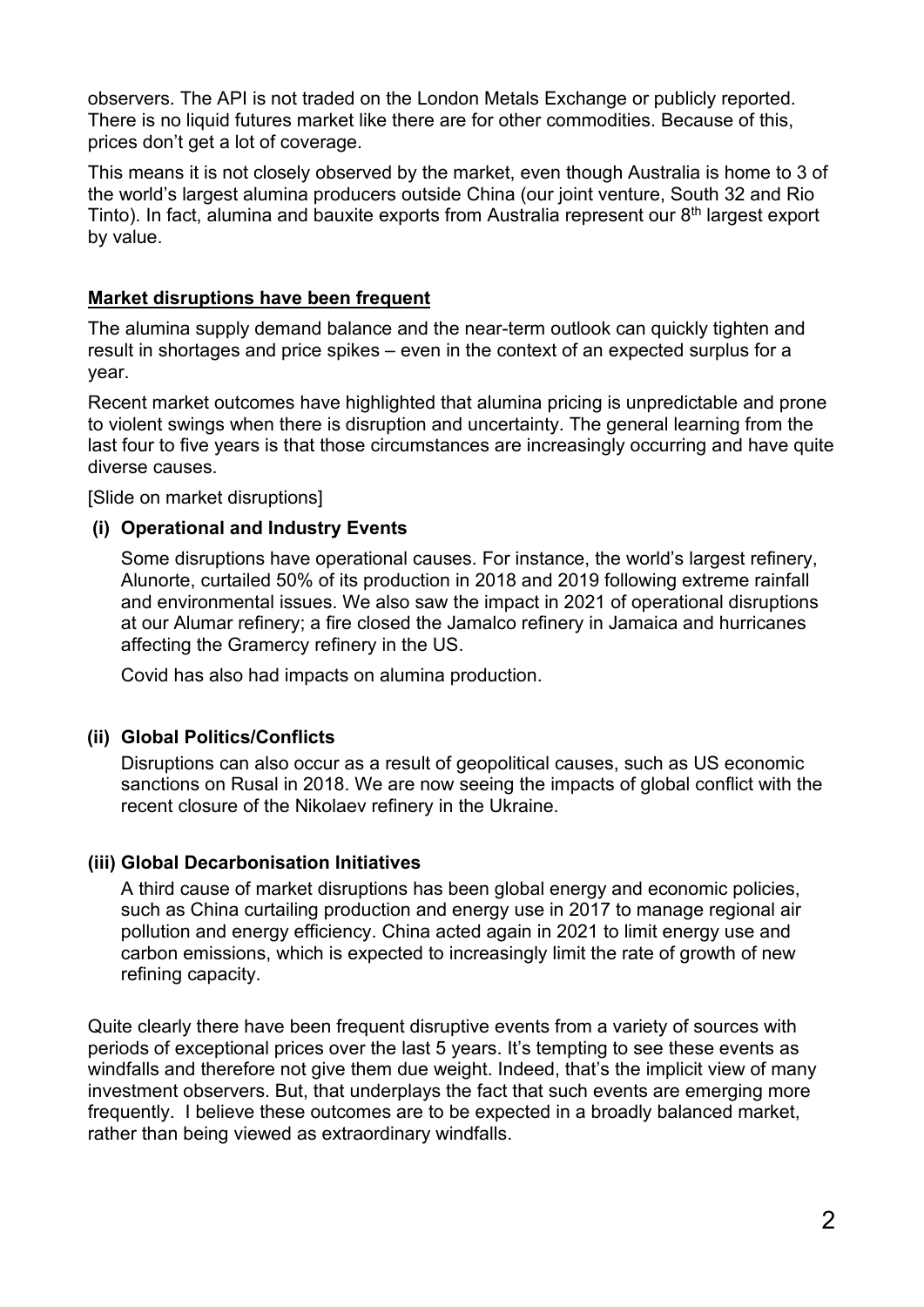observers. The API is not traded on the London Metals Exchange or publicly reported. There is no liquid futures market like there are for other commodities. Because of this, prices don't get a lot of coverage.

This means it is not closely observed by the market, even though Australia is home to 3 of the world's largest alumina producers outside China (our joint venture, South 32 and Rio Tinto). In fact, alumina and bauxite exports from Australia represent our 8th largest export by value.

## Market disruptions have been frequent

The alumina supply demand balance and the near-term outlook can quickly tighten and result in shortages and price spikes – even in the context of an expected surplus for a year.

Recent market outcomes have highlighted that alumina pricing is unpredictable and prone to violent swings when there is disruption and uncertainty. The general learning from the last four to five years is that those circumstances are increasingly occurring and have quite diverse causes.

[Slide on market disruptions]

### (i) Operational and Industry Events

Some disruptions have operational causes. For instance, the world's largest refinery, Alunorte, curtailed 50% of its production in 2018 and 2019 following extreme rainfall and environmental issues. We also saw the impact in 2021 of operational disruptions at our Alumar refinery; a fire closed the Jamalco refinery in Jamaica and hurricanes affecting the Gramercy refinery in the US.

Covid has also had impacts on alumina production.

### (ii) Global Politics/Conflicts

Disruptions can also occur as a result of geopolitical causes, such as US economic sanctions on Rusal in 2018. We are now seeing the impacts of global conflict with the recent closure of the Nikolaev refinery in the Ukraine.

### (iii) Global Decarbonisation Initiatives

A third cause of market disruptions has been global energy and economic policies, such as China curtailing production and energy use in 2017 to manage regional air pollution and energy efficiency. China acted again in 2021 to limit energy use and carbon emissions, which is expected to increasingly limit the rate of growth of new refining capacity.

Quite clearly there have been frequent disruptive events from a variety of sources with periods of exceptional prices over the last 5 years. It's tempting to see these events as windfalls and therefore not give them due weight. Indeed, that's the implicit view of many investment observers. But, that underplays the fact that such events are emerging more frequently. I believe these outcomes are to be expected in a broadly balanced market, rather than being viewed as extraordinary windfalls.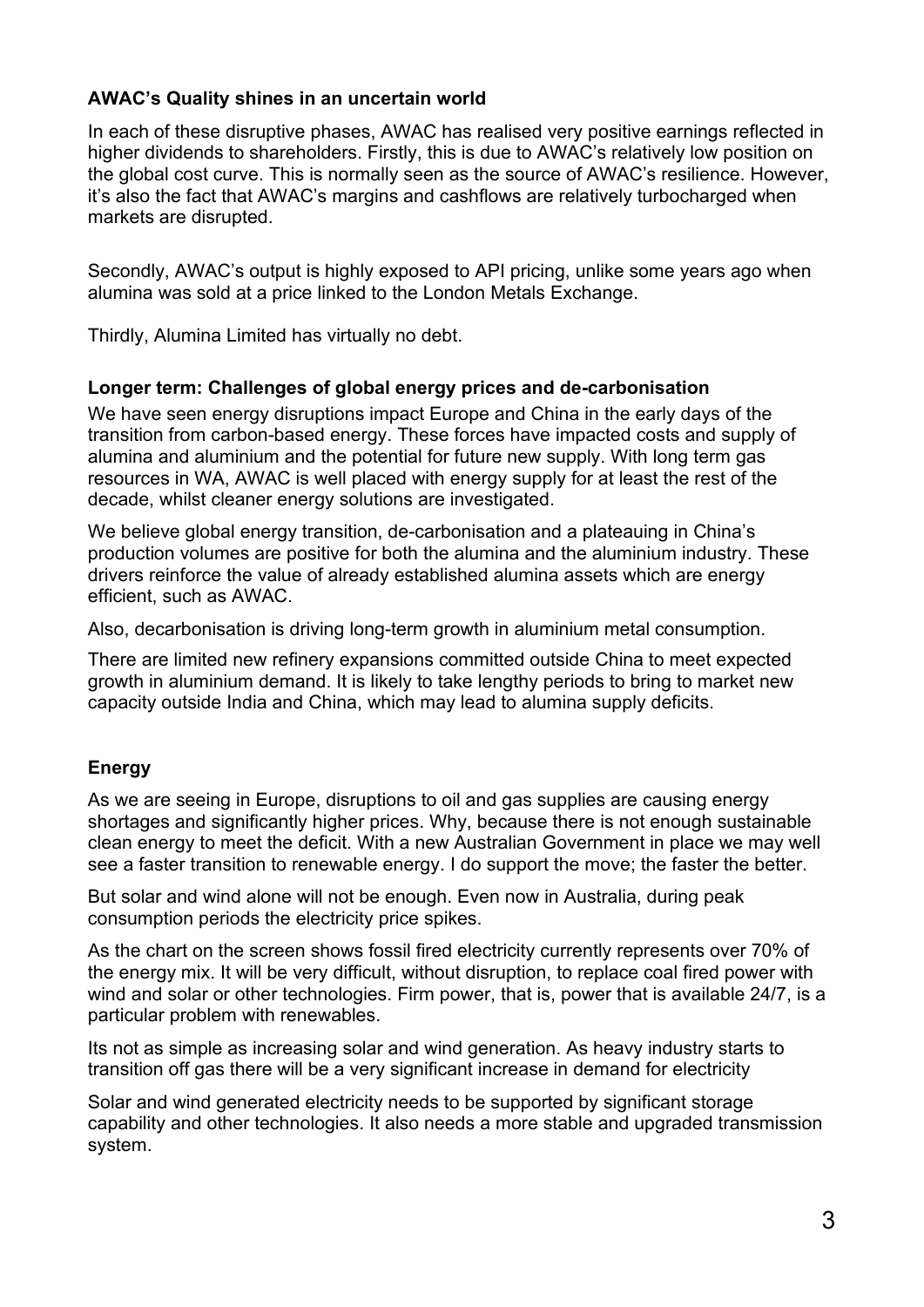**AWAC's Quality shines in an uncertain world**

In each of these disruptive phases, AWAC has realised very positive earnings reflected in higher dividends to shareholders. Firstly, this is due to AWAC's relatively low position on the global cost curve. This is normally seen as the source of AWAC's resilience. However, it's also the fact that AWAC's margins and cashflows are relatively turbocharged when markets are disrupted.

Secondly, AWAC's output is highly exposed to API pricing, unlike some years ago when alumina was sold at a price linked to the London Metals Exchange.

Thirdly, Alumina Limited has virtually no debt.

**Longer term: Challenges of global energy prices and de-carbonisation**

We have seen energy disruptions impact Europe and China in the early days of the transition from carbon-based energy. These forces have impacted costs and supply of alumina and aluminium and the potential for future new supply. With long term gas resources in WA, AWAC is well placed with energy supply for at least the rest of the decade, whilst cleaner energy solutions are investigated.

We believe global energy transition, de-carbonisation and a plateauing in China's production volumes are positive for both the alumina and the aluminium industry. These drivers reinforce the value of already established alumina assets which are energy efficient, such as AWAC.

Also, decarbonisation is driving long-term growth in aluminium metal consumption.

There are limited new refinery expansions committed outside China to meet expected growth in aluminium demand. It is likely to take lengthy periods to bring to market new capacity outside India and China, which may lead to alumina supply deficits.

**Energy**

As we are seeing in Europe, disruptions to oil and gas supplies are causing energy shortages and significantly higher prices. Why, because there is not enough sustainable clean energy to meet the deficit. With a new Australian Government in place we may well see a faster transition to renewable energy. I do support the move; the faster the better.

But solar and wind alone will not be enough. Even now in Australia, during peak consumption periods the electricity price spikes.

As the chart on the screen shows fossil fired electricity currently represents over 70% of the energy mix. It will be very difficult, without disruption, to replace coal fired power with wind and solar or other technologies. Firm power, that is, power that is available 24/7, is a particular problem with renewables.

Its not as simple as increasing solar and wind generation. As heavy industry starts to transition off gas there will be a very significant increase in demand for electricity

Solar and wind generated electricity needs to be supported by significant storage capability and other technologies. It also needs a more stable and upgraded transmission system.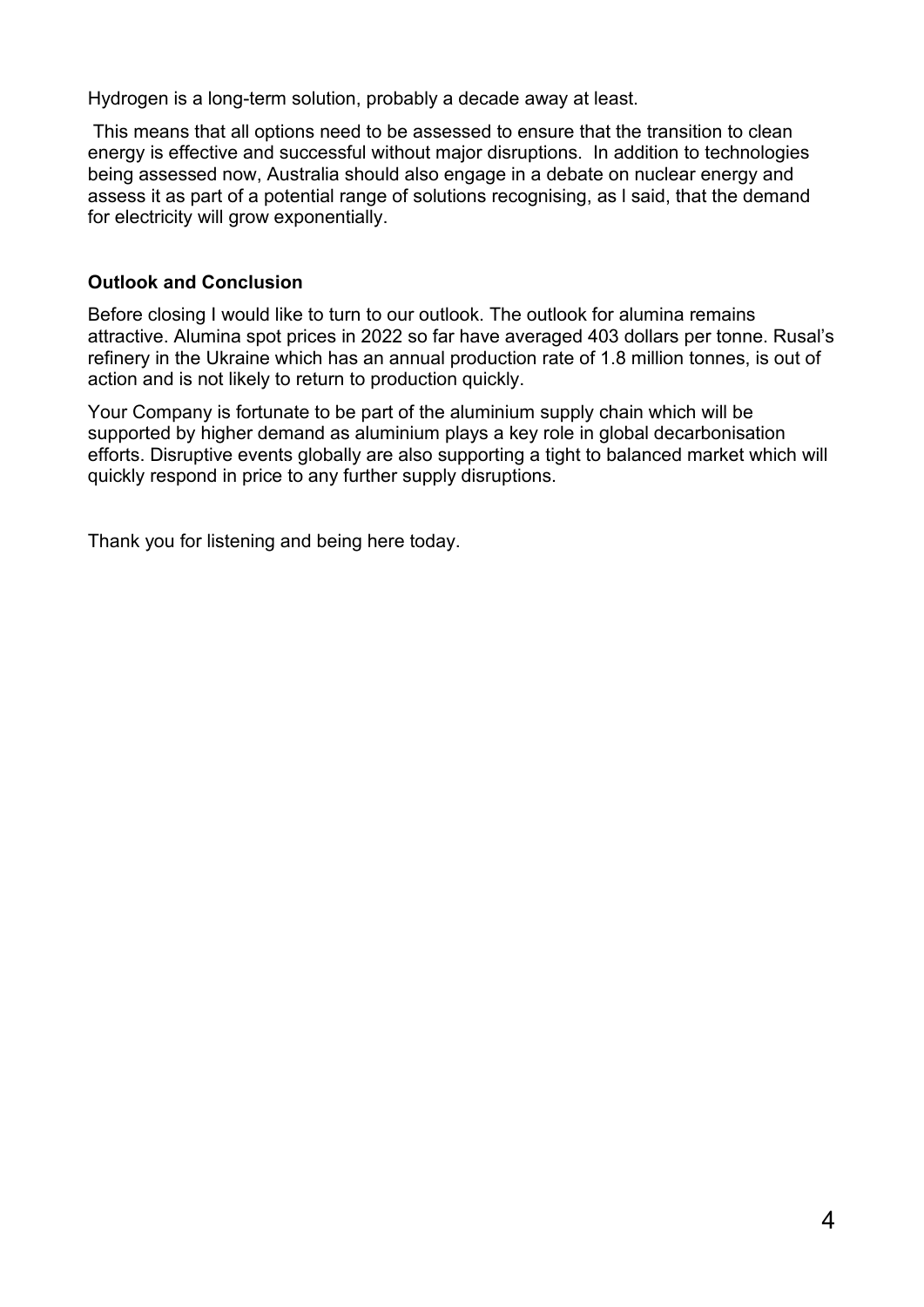Hydrogen is a long-term solution, probably a decade away at least.

This means that all options need to be assessed to ensure that the transition to clean energy is effective and successful without major disruptions. In addition to technologies being assessed now, Australia should also engage in a debate on nuclear energy and assess it as part of a potential range of solutions recognising, as I said, that the demand for electricity will grow exponentially.

**Outlook and Conclusion**

Before closing I would like to turn to our outlook. The outlook for alumina remains attractive. Alumina spot prices in 2022 so far have averaged 403 dollars per tonne. Rusal's refinery in the Ukraine which has an annual production rate of 1.8 million tonnes, is out of action and is not likely to return to production quickly.

Your Company is fortunate to be part of the aluminium supply chain which will be supported by higher demand as aluminium plays a key role in global decarbonisation efforts. Disruptive events globally are also supporting a tight to balanced market which will quickly respond in price to any further supply disruptions.

Thank you for listening and being here today.